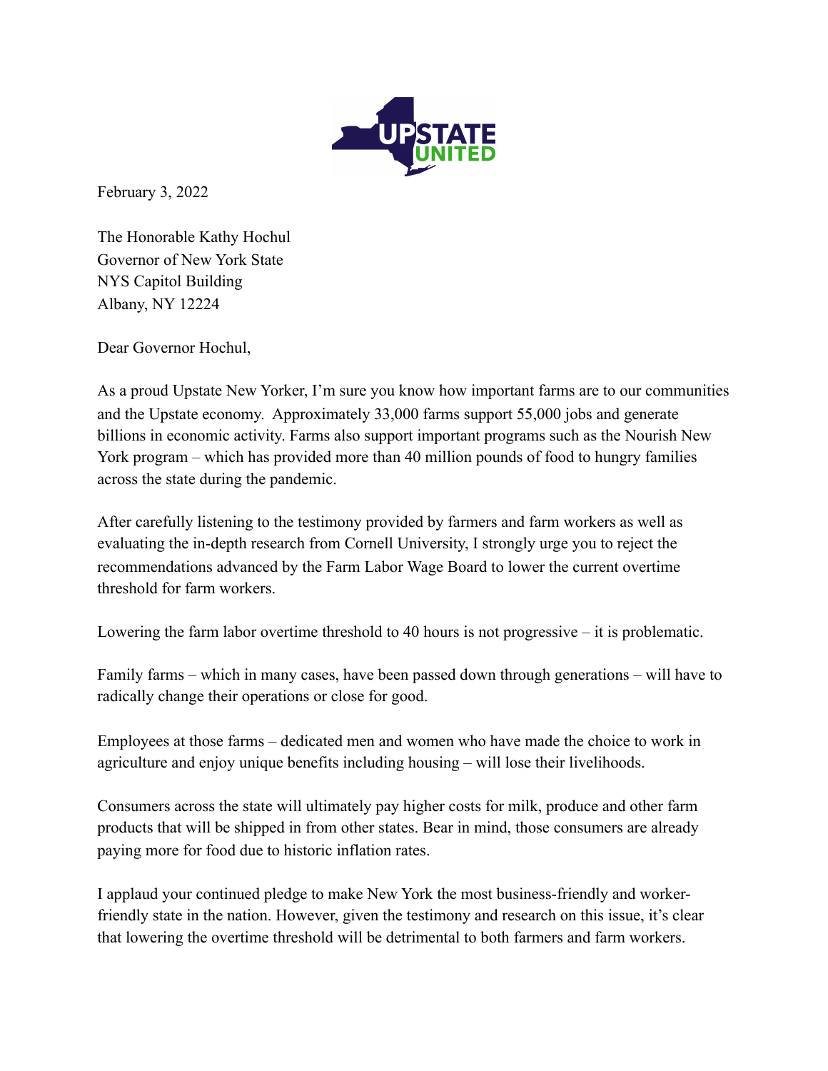UPSTATE UNITED

February 3, 2022

The Honorable Kathy Hochul
Governor of New York State
NYS Capitol Building
Albany, NY 12224

Dear Governor Hochul,

As a proud Upstate New Yorker, I'm sure you know how important farms are to our communities and the Upstate economy. Approximately 33,000 farms support 55,000 jobs and generate billions in economic activity. Farms also support important programs such as the Nourish New York program – which has provided more than 40 million pounds of food to hungry families across the state during the pandemic.

After carefully listening to the testimony provided by farmers and farm workers as well as evaluating the in-depth research from Cornell University, I strongly urge you to reject the recommendations advanced by the Farm Labor Wage Board to lower the current overtime threshold for farm workers.

Lowering the farm labor overtime threshold to 40 hours is not progressive – it is problematic.

Family farms – which in many cases, have been passed down through generations – will have to radically change their operations or close for good.

Employees at those farms – dedicated men and women who have made the choice to work in agriculture and enjoy unique benefits including housing – will lose their livelihoods.

Consumers across the state will ultimately pay higher costs for milk, produce and other farm products that will be shipped in from other states. Bear in mind, those consumers are already paying more for food due to historic inflation rates.

I applaud your continued pledge to make New York the most business-friendly and worker-friendly state in the nation. However, given the testimony and research on this issue, it's clear that lowering the overtime threshold will be detrimental to both farmers and farm workers.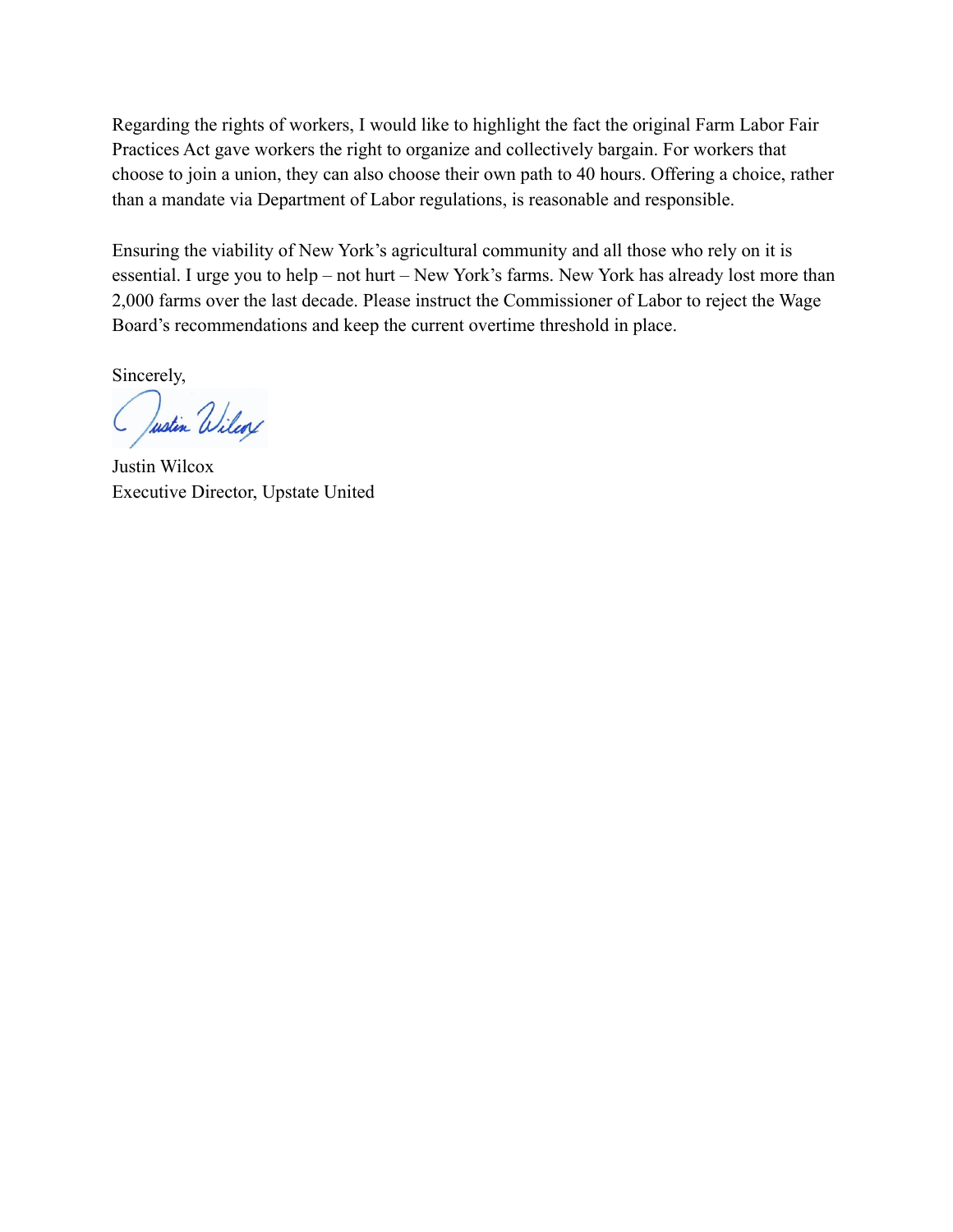Regarding the rights of workers, I would like to highlight the fact the original Farm Labor Fair Practices Act gave workers the right to organize and collectively bargain. For workers that choose to join a union, they can also choose their own path to 40 hours. Offering a choice, rather than a mandate via Department of Labor regulations, is reasonable and responsible.

Ensuring the viability of New York's agricultural community and all those who rely on it is essential. I urge you to help – not hurt – New York's farms. New York has already lost more than 2,000 farms over the last decade. Please instruct the Commissioner of Labor to reject the Wage Board's recommendations and keep the current overtime threshold in place.

Sincerely,

Justin Wilcox
Executive Director, Upstate United